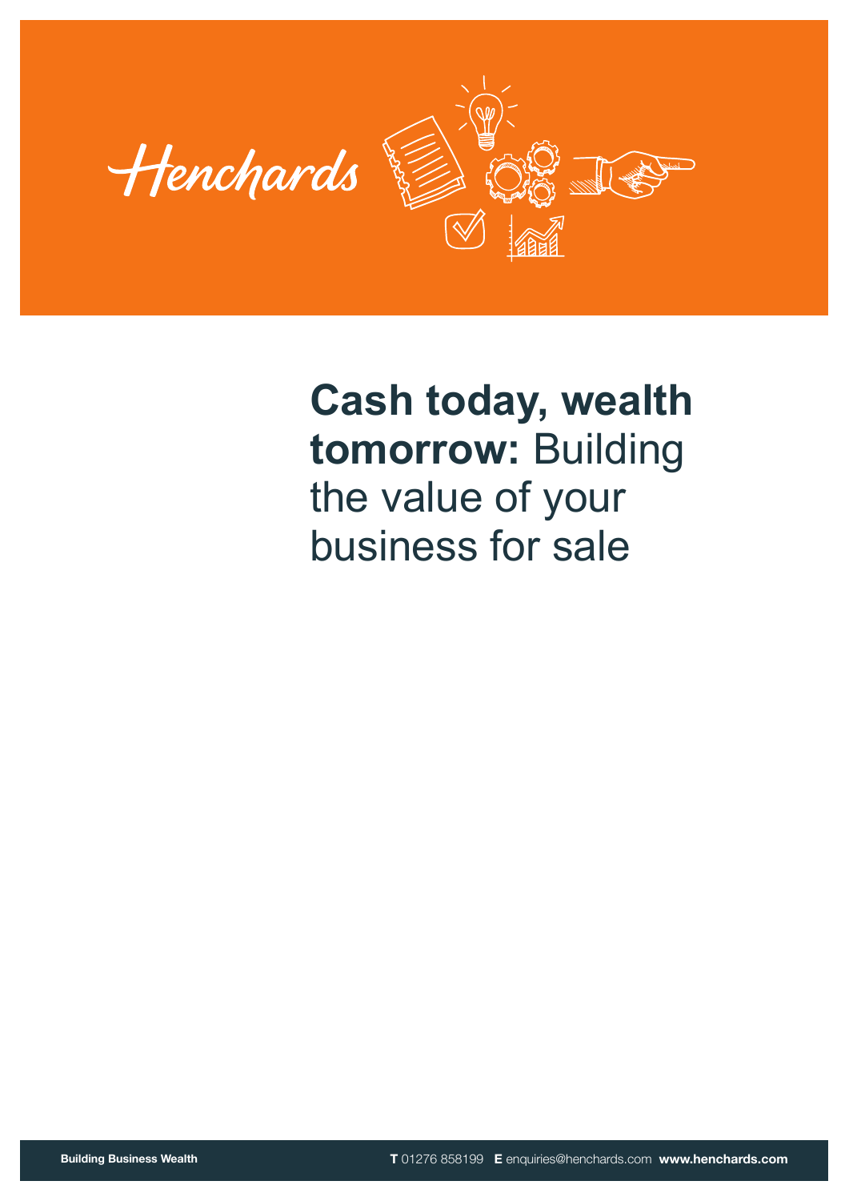Henchards

# **Cash today, wealth tomorrow:** Building the value of your business for sale

**Building Business Wealth**

**T** 01276 858199 **E** enquiries@henchards.com **www.henchards.com**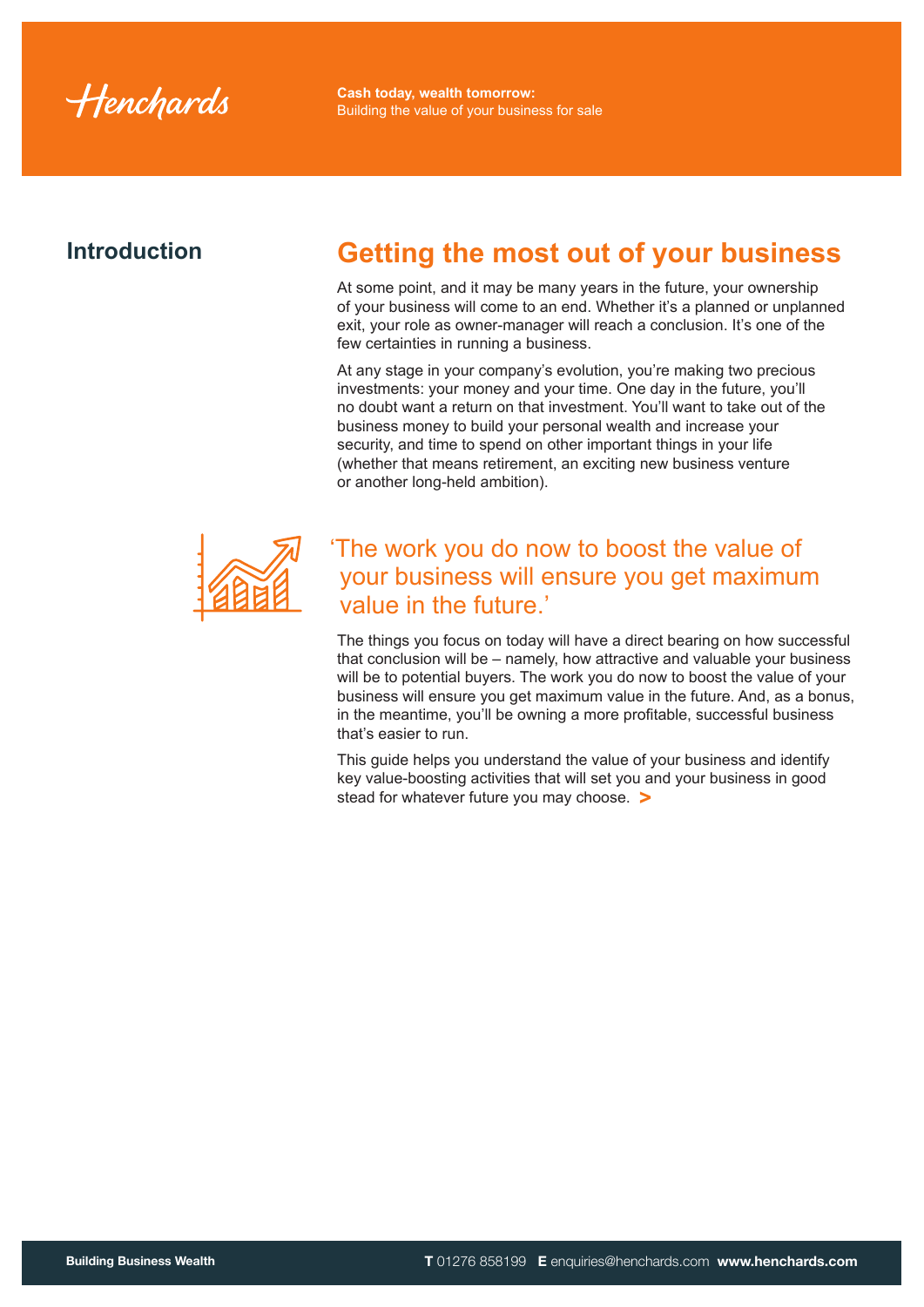## Introduction

# Getting the most out of your business

At some point, and it may be many years in the future, your ownership of your business will come to an end. Whether it's a planned or unplanned exit, your role as owner-manager will reach a conclusion. It's one of the few certainties in running a business.

At any stage in your company's evolution, you're making two precious investments: your money and your time. One day in the future, you'll no doubt want a return on that investment. You'll want to take out of the business money to build your personal wealth and increase your security, and time to spend on other important things in your life (whether that means retirement, an exciting new business venture or another long-held ambition).

> 'The work you do now to boost the value of your business will ensure you get maximum value in the future.'

The things you focus on today will have a direct bearing on how successful that conclusion will be – namely, how attractive and valuable your business will be to potential buyers. The work you do now to boost the value of your business will ensure you get maximum value in the future. And, as a bonus, in the meantime, you'll be owning a more profitable, successful business that's easier to run.

This guide helps you understand the value of your business and identify key value-boosting activities that will set you and your business in good stead for whatever future you may choose. >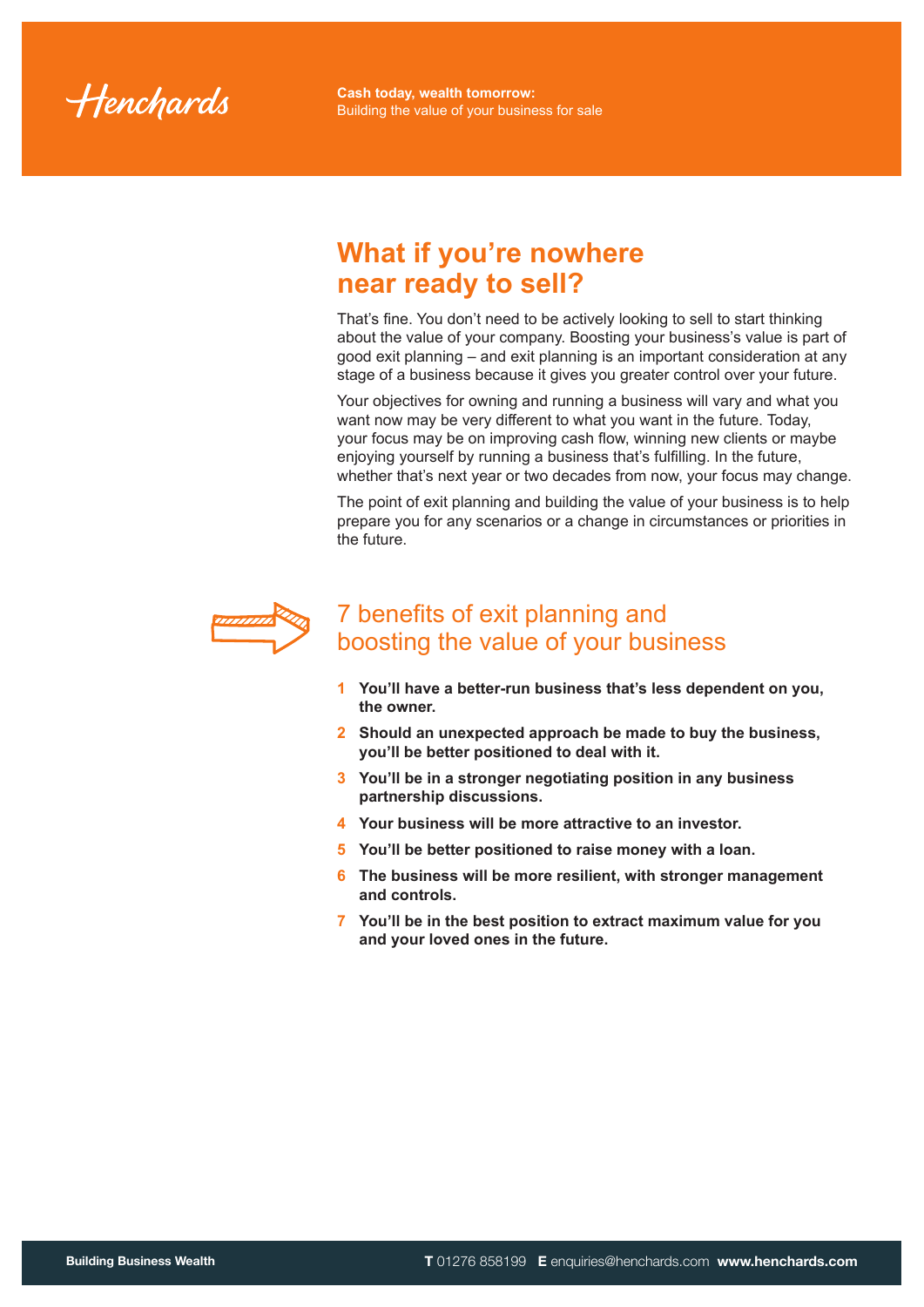## What if you're nowhere near ready to sell?

That's fine. You don't need to be actively looking to sell to start thinking about the value of your company. Boosting your business's value is part of good exit planning – and exit planning is an important consideration at any stage of a business because it gives you greater control over your future.

Your objectives for owning and running a business will vary and what you want now may be very different to what you want in the future. Today, your focus may be on improving cash flow, winning new clients or maybe enjoying yourself by running a business that's fulfilling. In the future, whether that's next year or two decades from now, your focus may change.

The point of exit planning and building the value of your business is to help prepare you for any scenarios or a change in circumstances or priorities in the future.

### 7 benefits of exit planning and boosting the value of your business

1. **You'll have a better-run business that's less dependent on you, the owner.**
2. **Should an unexpected approach be made to buy the business, you'll be better positioned to deal with it.**
3. **You'll be in a stronger negotiating position in any business partnership discussions.**
4. **Your business will be more attractive to an investor.**
5. **You'll be better positioned to raise money with a loan.**
6. **The business will be more resilient, with stronger management and controls.**
7. **You'll be in the best position to extract maximum value for you and your loved ones in the future.**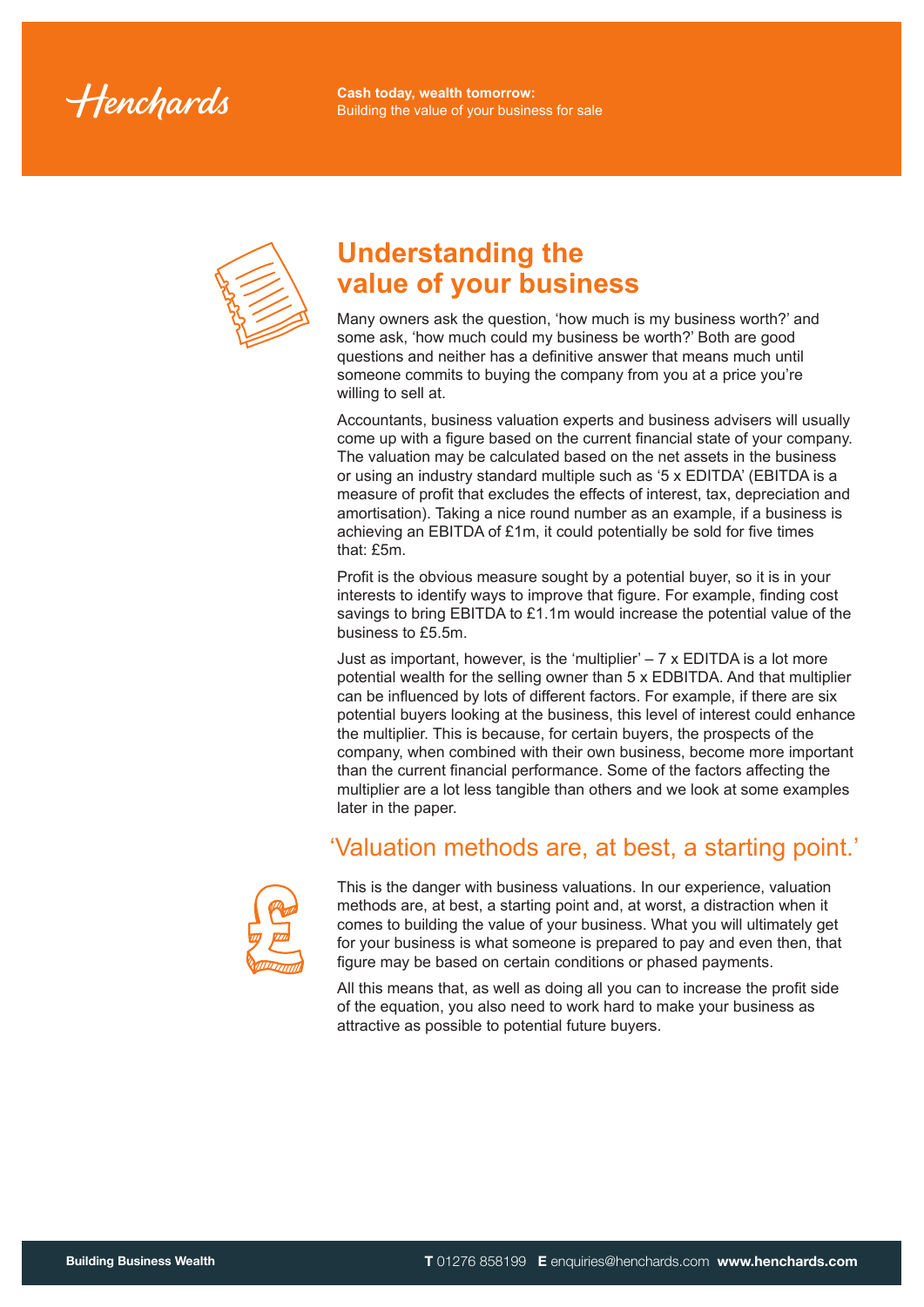# Understanding the value of your business

Many owners ask the question, 'how much is my business worth?' and some ask, 'how much could my business be worth?' Both are good questions and neither has a definitive answer that means much until someone commits to buying the company from you at a price you're willing to sell at.

Accountants, business valuation experts and business advisers will usually come up with a figure based on the current financial state of your company. The valuation may be calculated based on the net assets in the business or using an industry standard multiple such as '5 x EDITDA' (EBITDA is a measure of profit that excludes the effects of interest, tax, depreciation and amortisation). Taking a nice round number as an example, if a business is achieving an EBITDA of £1m, it could potentially be sold for five times that: £5m.

Profit is the obvious measure sought by a potential buyer, so it is in your interests to identify ways to improve that figure. For example, finding cost savings to bring EBITDA to £1.1m would increase the potential value of the business to £5.5m.

Just as important, however, is the 'multiplier' – 7 x EDITDA is a lot more potential wealth for the selling owner than 5 x EDBITDA. And that multiplier can be influenced by lots of different factors. For example, if there are six potential buyers looking at the business, this level of interest could enhance the multiplier. This is because, for certain buyers, the prospects of the company, when combined with their own business, become more important than the current financial performance. Some of the factors affecting the multiplier are a lot less tangible than others and we look at some examples later in the paper.

## 'Valuation methods are, at best, a starting point.'

This is the danger with business valuations. In our experience, valuation methods are, at best, a starting point and, at worst, a distraction when it comes to building the value of your business. What you will ultimately get for your business is what someone is prepared to pay and even then, that figure may be based on certain conditions or phased payments.

All this means that, as well as doing all you can to increase the profit side of the equation, you also need to work hard to make your business as attractive as possible to potential future buyers.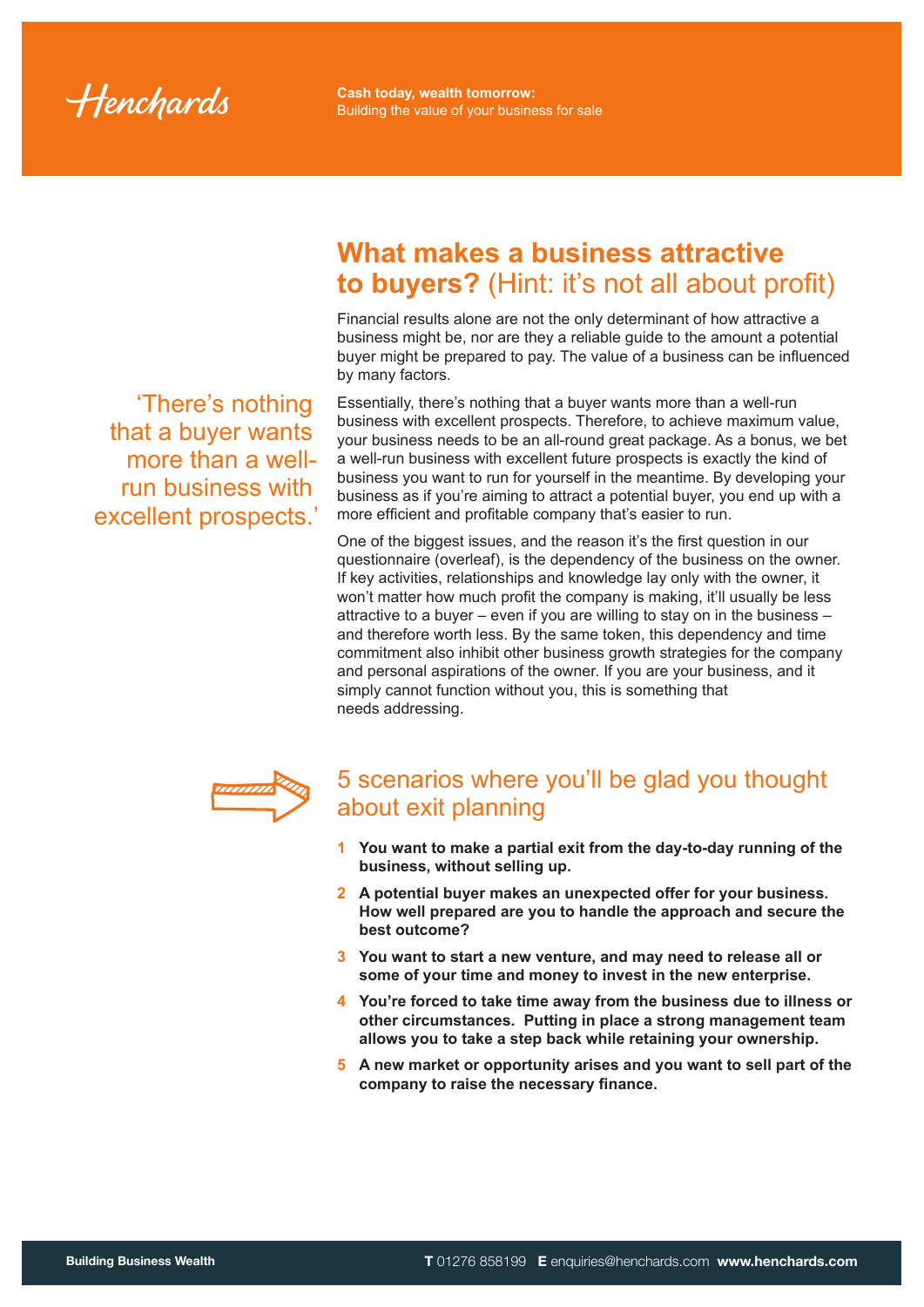# What makes a business attractive to buyers? (Hint: it's not all about profit)

Financial results alone are not the only determinant of how attractive a business might be, nor are they a reliable guide to the amount a potential buyer might be prepared to pay. The value of a business can be influenced by many factors.

> 'There's nothing that a buyer wants more than a well-run business with excellent prospects.'

Essentially, there's nothing that a buyer wants more than a well-run business with excellent prospects. Therefore, to achieve maximum value, your business needs to be an all-round great package. As a bonus, we bet a well-run business with excellent future prospects is exactly the kind of business you want to run for yourself in the meantime. By developing your business as if you're aiming to attract a potential buyer, you end up with a more efficient and profitable company that's easier to run.

One of the biggest issues, and the reason it's the first question in our questionnaire (overleaf), is the dependency of the business on the owner. If key activities, relationships and knowledge lay only with the owner, it won't matter how much profit the company is making, it'll usually be less attractive to a buyer – even if you are willing to stay on in the business – and therefore worth less. By the same token, this dependency and time commitment also inhibit other business growth strategies for the company and personal aspirations of the owner. If you are your business, and it simply cannot function without you, this is something that needs addressing.

## 5 scenarios where you'll be glad you thought about exit planning

1. **You want to make a partial exit from the day-to-day running of the business, without selling up.**
2. **A potential buyer makes an unexpected offer for your business. How well prepared are you to handle the approach and secure the best outcome?**
3. **You want to start a new venture, and may need to release all or some of your time and money to invest in the new enterprise.**
4. **You're forced to take time away from the business due to illness or other circumstances. Putting in place a strong management team allows you to take a step back while retaining your ownership.**
5. **A new market or opportunity arises and you want to sell part of the company to raise the necessary finance.**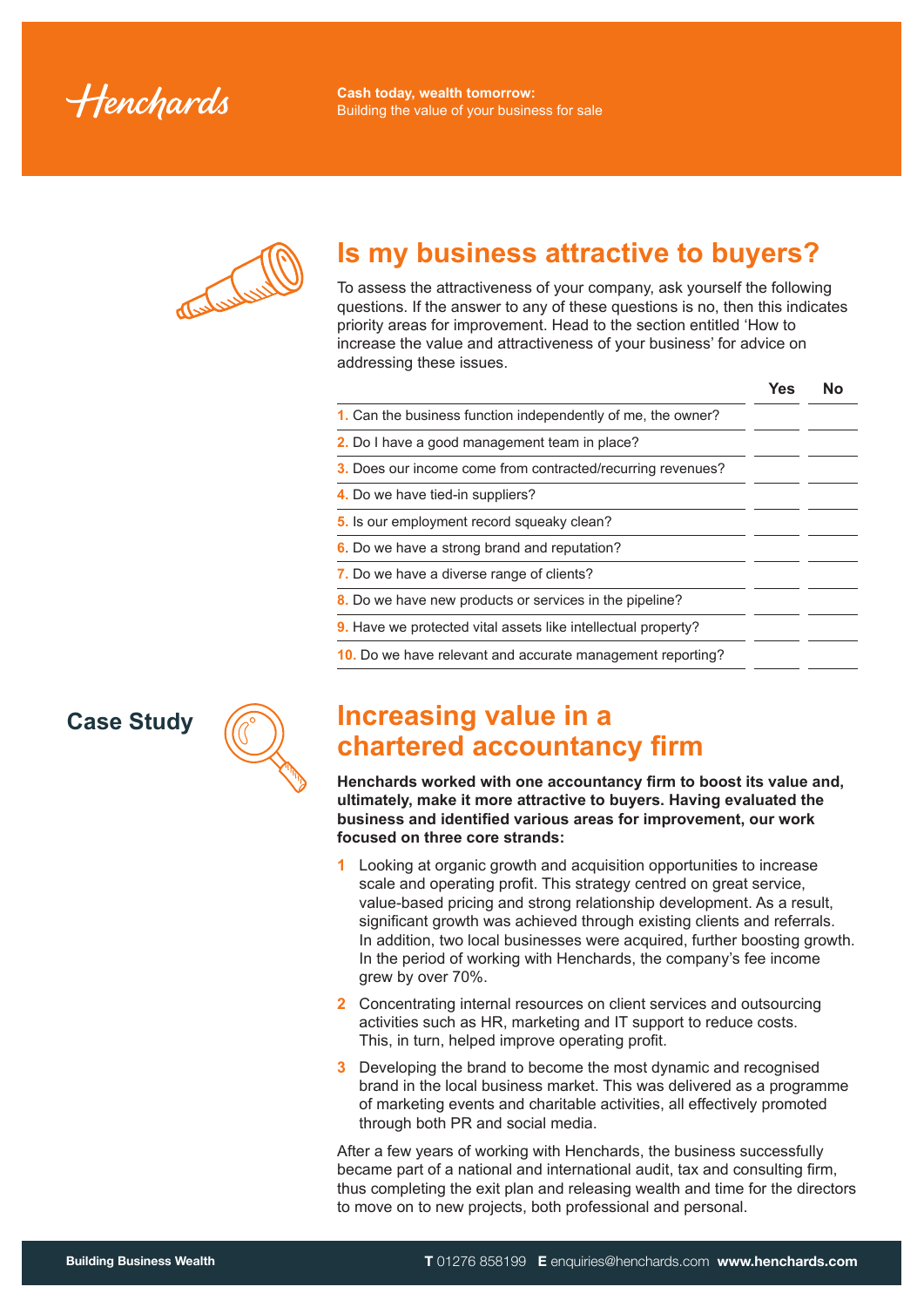# Is my business attractive to buyers?

To assess the attractiveness of your company, ask yourself the following questions. If the answer to any of these questions is no, then this indicates priority areas for improvement. Head to the section entitled 'How to increase the value and attractiveness of your business' for advice on addressing these issues.

| | Yes | No |
|---|---|---|
| 1. Can the business function independently of me, the owner? | | |
| 2. Do I have a good management team in place? | | |
| 3. Does our income come from contracted/recurring revenues? | | |
| 4. Do we have tied-in suppliers? | | |
| 5. Is our employment record squeaky clean? | | |
| 6. Do we have a strong brand and reputation? | | |
| 7. Do we have a diverse range of clients? | | |
| 8. Do we have new products or services in the pipeline? | | |
| 9. Have we protected vital assets like intellectual property? | | |
| 10. Do we have relevant and accurate management reporting? | | |

## Case Study

# Increasing value in a chartered accountancy firm

**Henchards worked with one accountancy firm to boost its value and, ultimately, make it more attractive to buyers. Having evaluated the business and identified various areas for improvement, our work focused on three core strands:**

1. Looking at organic growth and acquisition opportunities to increase scale and operating profit. This strategy centred on great service, value-based pricing and strong relationship development. As a result, significant growth was achieved through existing clients and referrals. In addition, two local businesses were acquired, further boosting growth. In the period of working with Henchards, the company's fee income grew by over 70%.
2. Concentrating internal resources on client services and outsourcing activities such as HR, marketing and IT support to reduce costs. This, in turn, helped improve operating profit.
3. Developing the brand to become the most dynamic and recognised brand in the local business market. This was delivered as a programme of marketing events and charitable activities, all effectively promoted through both PR and social media.

After a few years of working with Henchards, the business successfully became part of a national and international audit, tax and consulting firm, thus completing the exit plan and releasing wealth and time for the directors to move on to new projects, both professional and personal.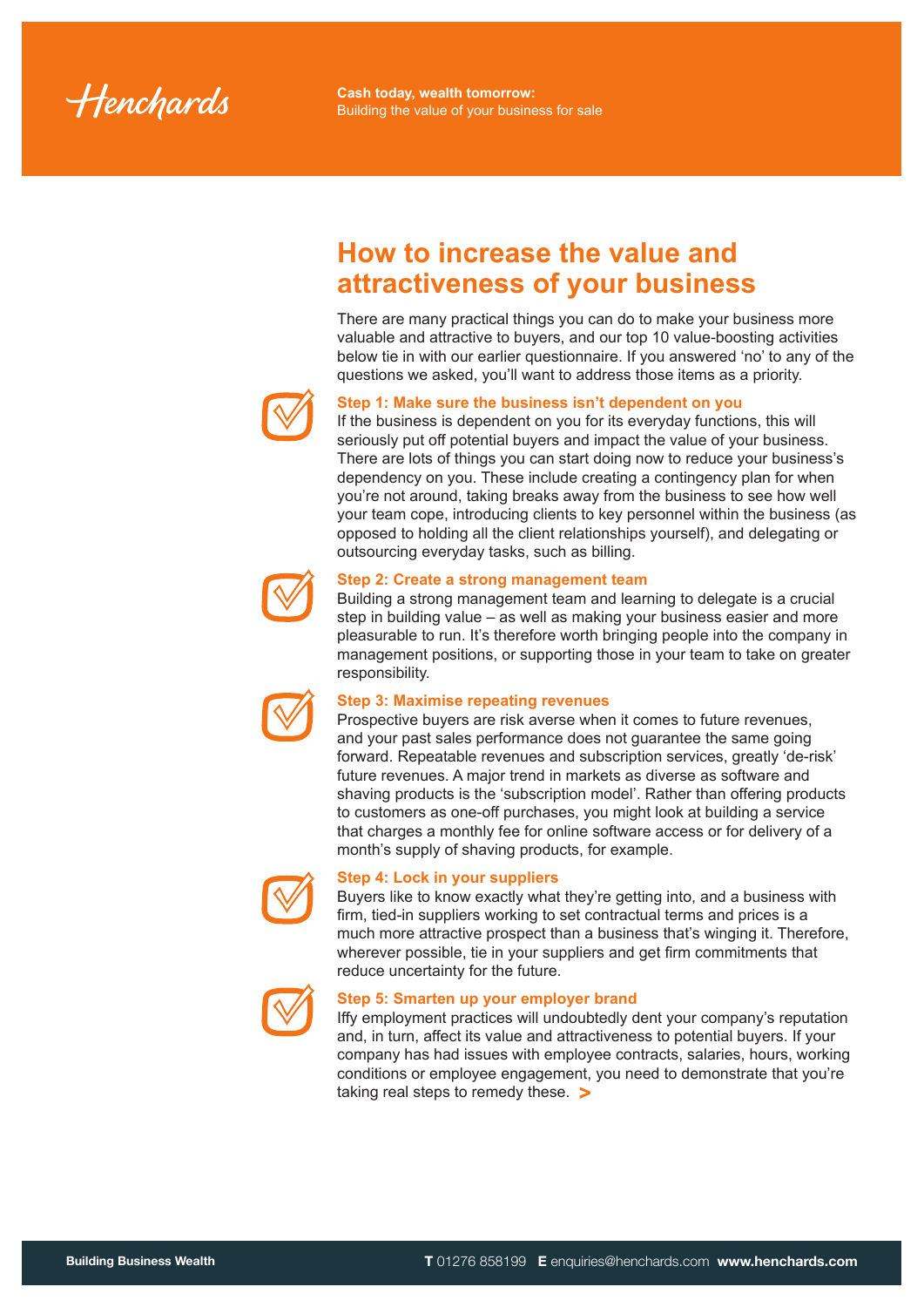## How to increase the value and attractiveness of your business

There are many practical things you can do to make your business more valuable and attractive to buyers, and our top 10 value-boosting activities below tie in with our earlier questionnaire. If you answered 'no' to any of the questions we asked, you'll want to address those items as a priority.

### Step 1: Make sure the business isn't dependent on you

If the business is dependent on you for its everyday functions, this will seriously put off potential buyers and impact the value of your business. There are lots of things you can start doing now to reduce your business's dependency on you. These include creating a contingency plan for when you're not around, taking breaks away from the business to see how well your team cope, introducing clients to key personnel within the business (as opposed to holding all the client relationships yourself), and delegating or outsourcing everyday tasks, such as billing.

### Step 2: Create a strong management team

Building a strong management team and learning to delegate is a crucial step in building value – as well as making your business easier and more pleasurable to run. It's therefore worth bringing people into the company in management positions, or supporting those in your team to take on greater responsibility.

### Step 3: Maximise repeating revenues

Prospective buyers are risk averse when it comes to future revenues, and your past sales performance does not guarantee the same going forward. Repeatable revenues and subscription services, greatly 'de-risk' future revenues. A major trend in markets as diverse as software and shaving products is the 'subscription model'. Rather than offering products to customers as one-off purchases, you might look at building a service that charges a monthly fee for online software access or for delivery of a month's supply of shaving products, for example.

### Step 4: Lock in your suppliers

Buyers like to know exactly what they're getting into, and a business with firm, tied-in suppliers working to set contractual terms and prices is a much more attractive prospect than a business that's winging it. Therefore, wherever possible, tie in your suppliers and get firm commitments that reduce uncertainty for the future.

### Step 5: Smarten up your employer brand

Iffy employment practices will undoubtedly dent your company's reputation and, in turn, affect its value and attractiveness to potential buyers. If your company has had issues with employee contracts, salaries, hours, working conditions or employee engagement, you need to demonstrate that you're taking real steps to remedy these. >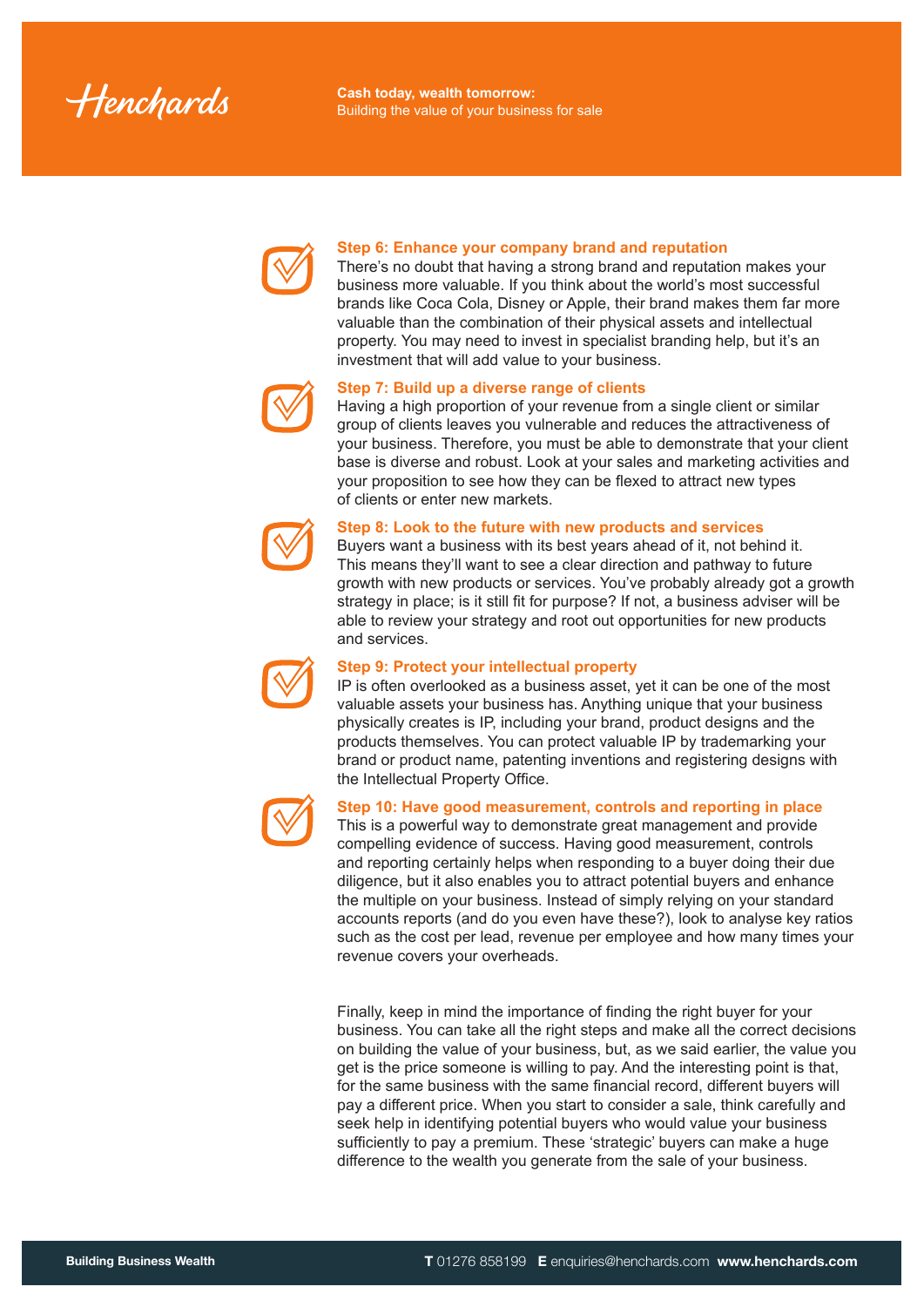### Step 6: Enhance your company brand and reputation

There's no doubt that having a strong brand and reputation makes your business more valuable. If you think about the world's most successful brands like Coca Cola, Disney or Apple, their brand makes them far more valuable than the combination of their physical assets and intellectual property. You may need to invest in specialist branding help, but it's an investment that will add value to your business.

### Step 7: Build up a diverse range of clients

Having a high proportion of your revenue from a single client or similar group of clients leaves you vulnerable and reduces the attractiveness of your business. Therefore, you must be able to demonstrate that your client base is diverse and robust. Look at your sales and marketing activities and your proposition to see how they can be flexed to attract new types of clients or enter new markets.

### Step 8: Look to the future with new products and services

Buyers want a business with its best years ahead of it, not behind it. This means they'll want to see a clear direction and pathway to future growth with new products or services. You've probably already got a growth strategy in place; is it still fit for purpose? If not, a business adviser will be able to review your strategy and root out opportunities for new products and services.

### Step 9: Protect your intellectual property

IP is often overlooked as a business asset, yet it can be one of the most valuable assets your business has. Anything unique that your business physically creates is IP, including your brand, product designs and the products themselves. You can protect valuable IP by trademarking your brand or product name, patenting inventions and registering designs with the Intellectual Property Office.

### Step 10: Have good measurement, controls and reporting in place

This is a powerful way to demonstrate great management and provide compelling evidence of success. Having good measurement, controls and reporting certainly helps when responding to a buyer doing their due diligence, but it also enables you to attract potential buyers and enhance the multiple on your business. Instead of simply relying on your standard accounts reports (and do you even have these?), look to analyse key ratios such as the cost per lead, revenue per employee and how many times your revenue covers your overheads.

Finally, keep in mind the importance of finding the right buyer for your business. You can take all the right steps and make all the correct decisions on building the value of your business, but, as we said earlier, the value you get is the price someone is willing to pay. And the interesting point is that, for the same business with the same financial record, different buyers will pay a different price. When you start to consider a sale, think carefully and seek help in identifying potential buyers who would value your business sufficiently to pay a premium. These 'strategic' buyers can make a huge difference to the wealth you generate from the sale of your business.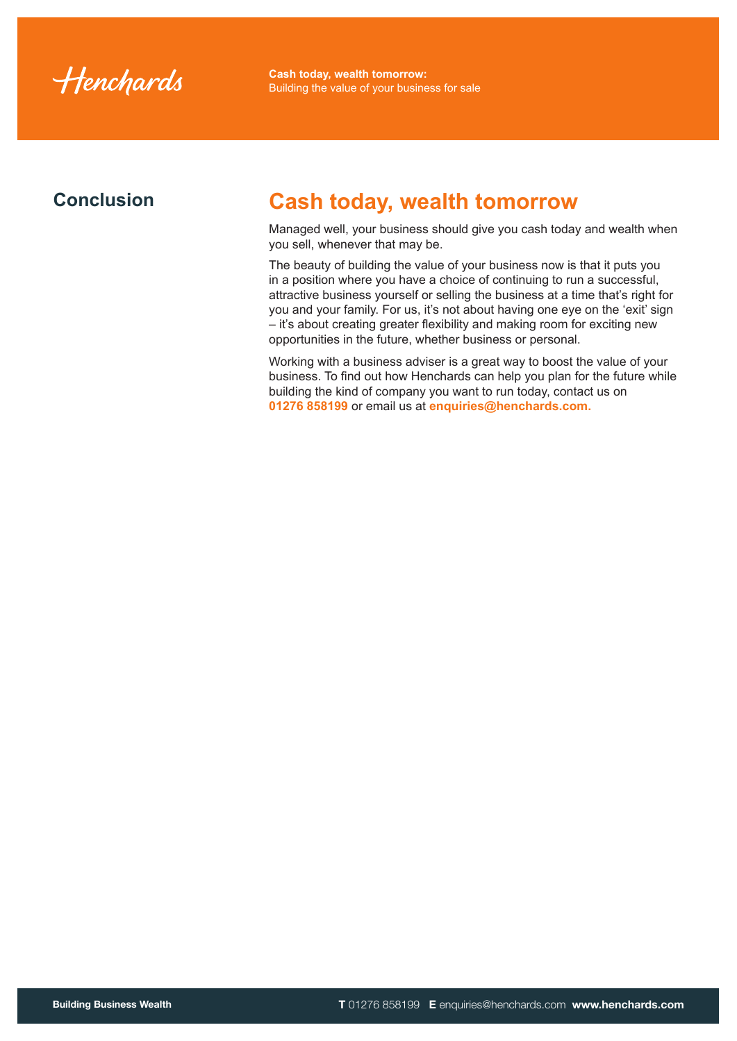## Conclusion

# Cash today, wealth tomorrow

Managed well, your business should give you cash today and wealth when you sell, whenever that may be.

The beauty of building the value of your business now is that it puts you in a position where you have a choice of continuing to run a successful, attractive business yourself or selling the business at a time that's right for you and your family. For us, it's not about having one eye on the 'exit' sign – it's about creating greater flexibility and making room for exciting new opportunities in the future, whether business or personal.

Working with a business adviser is a great way to boost the value of your business. To find out how Henchards can help you plan for the future while building the kind of company you want to run today, contact us on **01276 858199** or email us at **enquiries@henchards.com.**